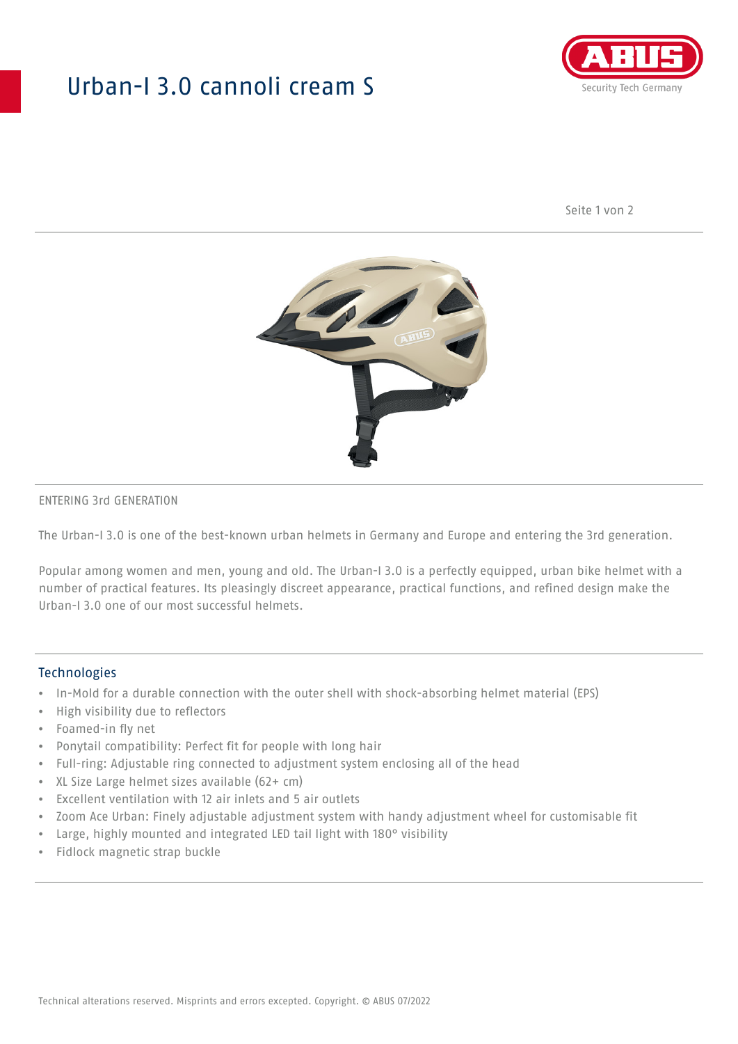# Urban-I 3.0 cannoli cream S

ENTERING 3rd GENERATION

The Urban-I 3.0 is one of the best-known urban helmets in Germany and Europe and entering the 3rd generation.

Popular among women and men, young and old. The Urban-I 3.0 is a perfectly equipped, urban bike helmet with a number of practical features. Its pleasingly discreet appearance, practical functions, and refined design make the Urban-I 3.0 one of our most successful helmets.

## Technologies

- In-Mold for a durable connection with the outer shell with shock-absorbing helmet material (EPS)
- High visibility due to reflectors
- Foamed-in fly net
- Ponytail compatibility: Perfect fit for people with long hair
- Full-ring: Adjustable ring connected to adjustment system enclosing all of the head
- XL Size Large helmet sizes available (62+ cm)
- Excellent ventilation with 12 air inlets and 5 air outlets
- Zoom Ace Urban: Finely adjustable adjustment system with handy adjustment wheel for customisable fit
- Large, highly mounted and integrated LED tail light with 180° visibility
- Fidlock magnetic strap buckle

Technical alterations reserved. Misprints and errors excepted. Copyright. © ABUS 07/2022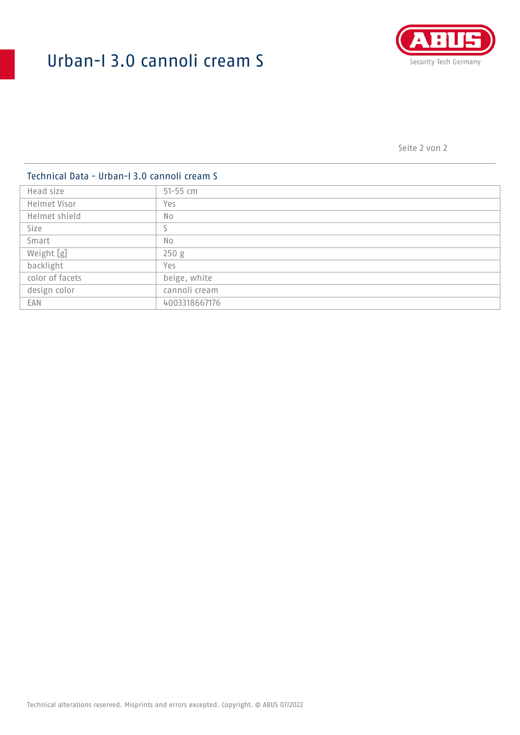# Urban-I 3.0 cannoli cream S

## Technical Data - Urban-I 3.0 cannoli cream S

| | |
|---|---|
| Head size | 51-55 cm |
| Helmet Visor | Yes |
| Helmet shield | No |
| Size | S |
| Smart | No |
| Weight [g] | 250 g |
| backlight | Yes |
| color of facets | beige, white |
| design color | cannoli cream |
| EAN | 4003318667176 |

Technical alterations reserved. Misprints and errors excepted. Copyright. © ABUS 07/2022